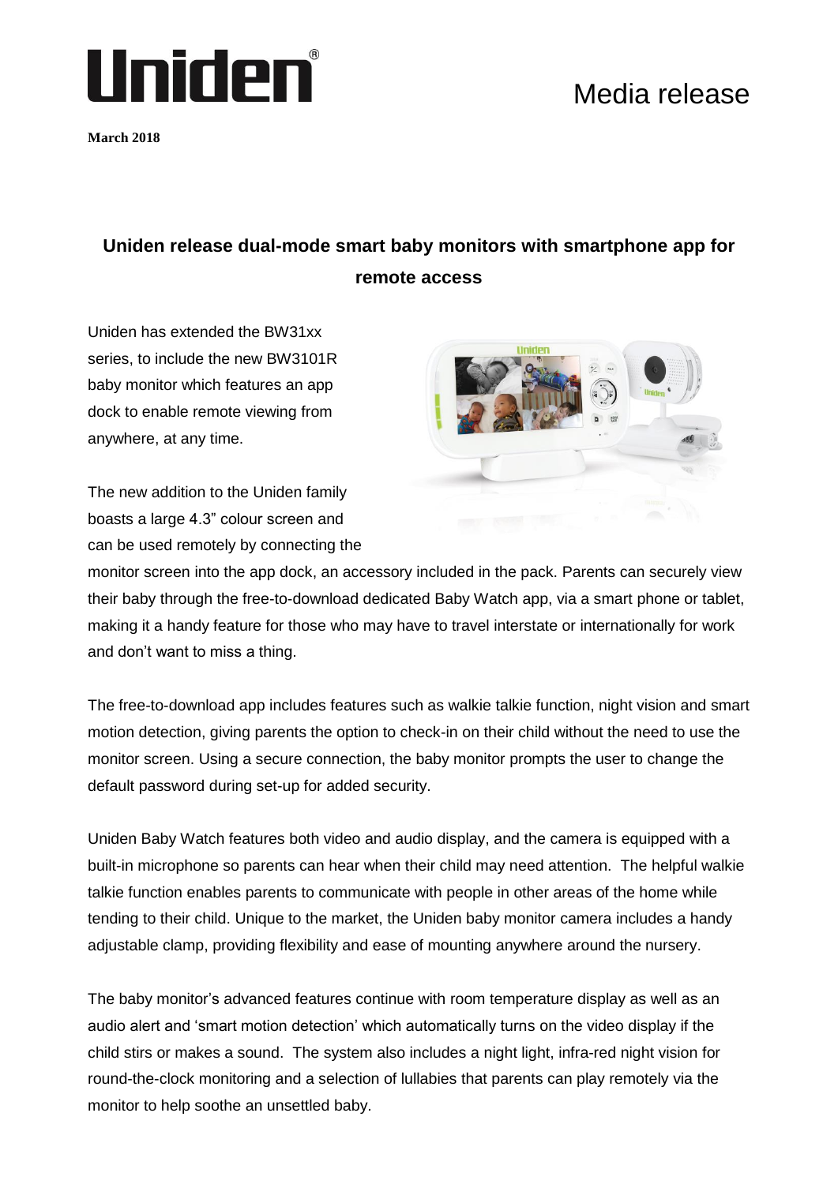Uniden

Media release

**March 2018**

## Uniden release dual-mode smart baby monitors with smartphone app for remote access

Uniden has extended the BW31xx series, to include the new BW3101R baby monitor which features an app dock to enable remote viewing from anywhere, at any time.

The new addition to the Uniden family boasts a large 4.3" colour screen and can be used remotely by connecting the monitor screen into the app dock, an accessory included in the pack. Parents can securely view their baby through the free-to-download dedicated Baby Watch app, via a smart phone or tablet, making it a handy feature for those who may have to travel interstate or internationally for work and don't want to miss a thing.

The free-to-download app includes features such as walkie talkie function, night vision and smart motion detection, giving parents the option to check-in on their child without the need to use the monitor screen. Using a secure connection, the baby monitor prompts the user to change the default password during set-up for added security.

Uniden Baby Watch features both video and audio display, and the camera is equipped with a built-in microphone so parents can hear when their child may need attention. The helpful walkie talkie function enables parents to communicate with people in other areas of the home while tending to their child. Unique to the market, the Uniden baby monitor camera includes a handy adjustable clamp, providing flexibility and ease of mounting anywhere around the nursery.

The baby monitor's advanced features continue with room temperature display as well as an audio alert and 'smart motion detection' which automatically turns on the video display if the child stirs or makes a sound. The system also includes a night light, infra-red night vision for round-the-clock monitoring and a selection of lullabies that parents can play remotely via the monitor to help soothe an unsettled baby.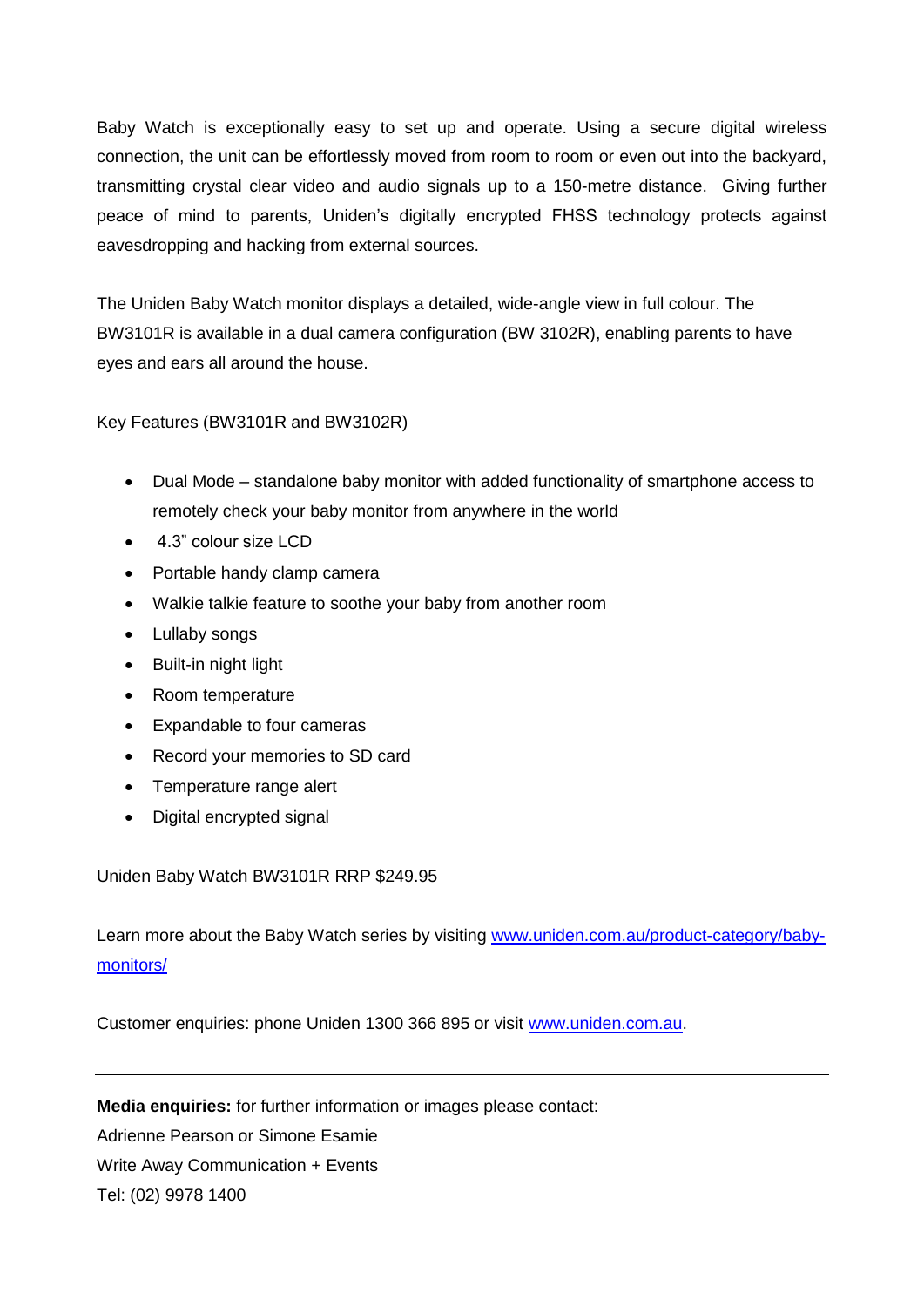Baby Watch is exceptionally easy to set up and operate. Using a secure digital wireless connection, the unit can be effortlessly moved from room to room or even out into the backyard, transmitting crystal clear video and audio signals up to a 150-metre distance.  Giving further peace of mind to parents, Uniden's digitally encrypted FHSS technology protects against eavesdropping and hacking from external sources.

The Uniden Baby Watch monitor displays a detailed, wide-angle view in full colour. The BW3101R is available in a dual camera configuration (BW 3102R), enabling parents to have eyes and ears all around the house.

Key Features (BW3101R and BW3102R)

- Dual Mode – standalone baby monitor with added functionality of smartphone access to remotely check your baby monitor from anywhere in the world
- 4.3" colour size LCD
- Portable handy clamp camera
- Walkie talkie feature to soothe your baby from another room
- Lullaby songs
- Built-in night light
- Room temperature
- Expandable to four cameras
- Record your memories to SD card
- Temperature range alert
- Digital encrypted signal

Uniden Baby Watch BW3101R RRP $249.95

Learn more about the Baby Watch series by visiting [www.uniden.com.au/product-category/baby-monitors/](www.uniden.com.au/product-category/baby-monitors/)

Customer enquiries: phone Uniden 1300 366 895 or visit [www.uniden.com.au](www.uniden.com.au).

---

**Media enquiries:** for further information or images please contact:
Adrienne Pearson or Simone Esamie
Write Away Communication + Events
Tel: (02) 9978 1400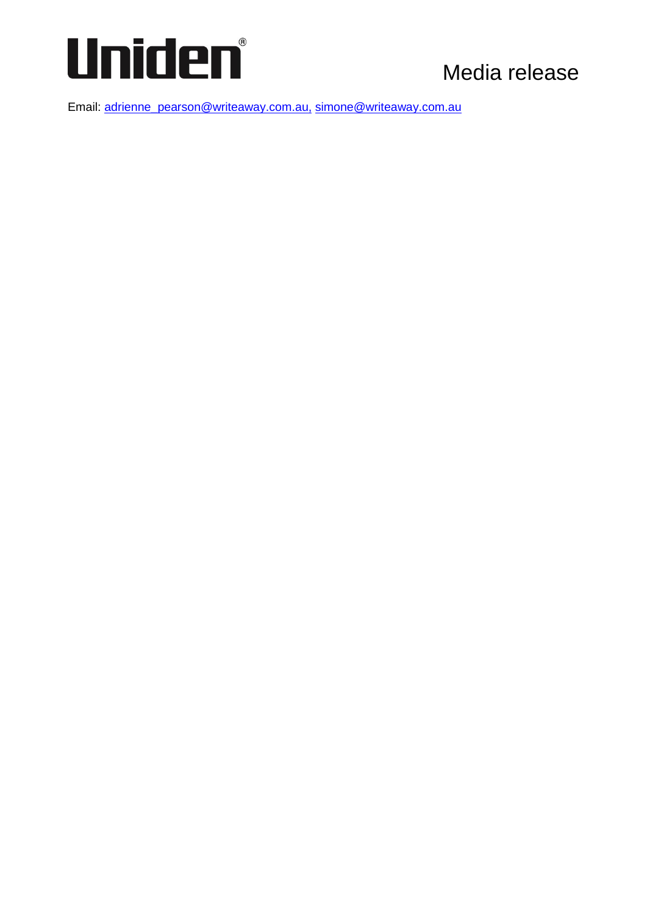Uniden®

Media release

Email: adrienne_pearson@writeaway.com.au, simone@writeaway.com.au